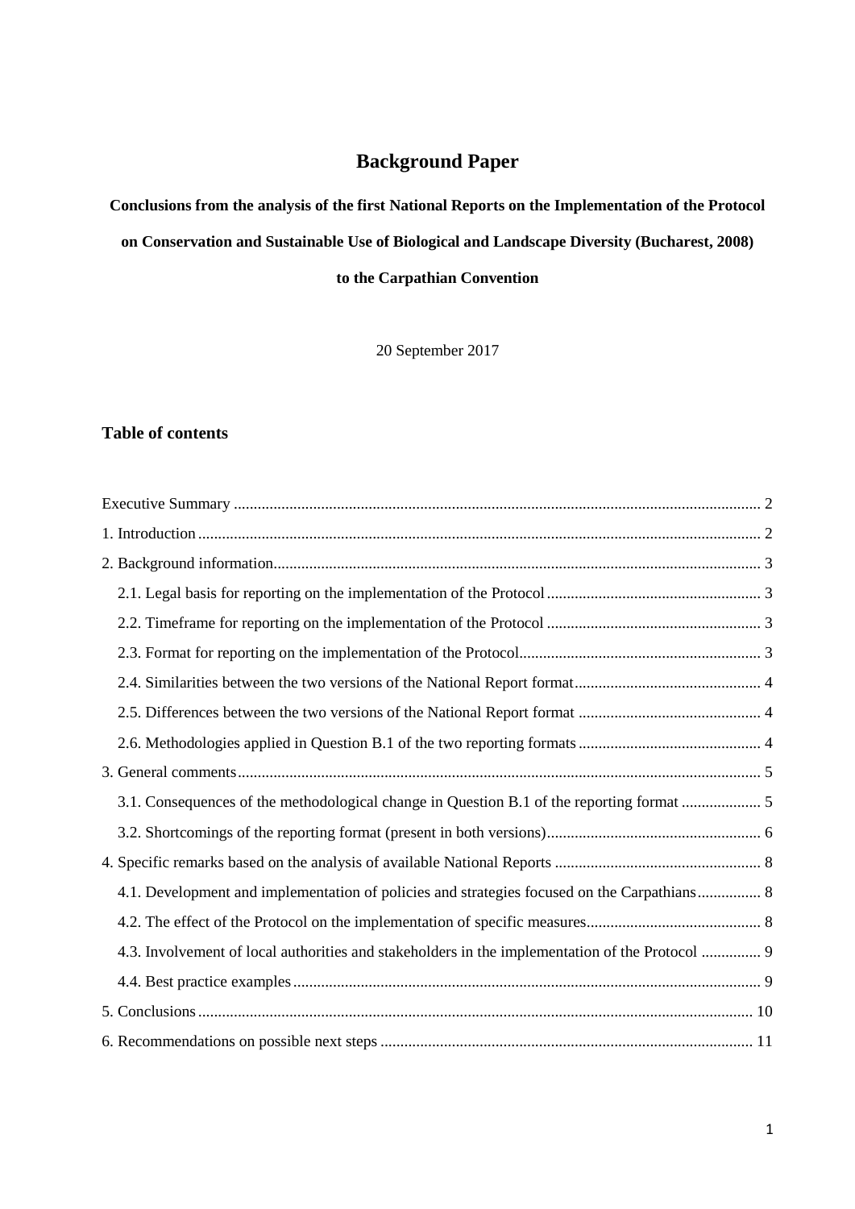# Background Paper

**Conclusions from the analysis of the first National Reports on the Implementation of the Protocol on Conservation and Sustainable Use of Biological and Landscape Diversity (Bucharest, 2008) to the Carpathian Convention**

20 September 2017

## Table of contents

Executive Summary ..... 2

1. Introduction ..... 2

2. Background information ..... 3

   2.1. Legal basis for reporting on the implementation of the Protocol ..... 3

   2.2. Timeframe for reporting on the implementation of the Protocol ..... 3

   2.3. Format for reporting on the implementation of the Protocol ..... 3

   2.4. Similarities between the two versions of the National Report format ..... 4

   2.5. Differences between the two versions of the National Report format ..... 4

   2.6. Methodologies applied in Question B.1 of the two reporting formats ..... 4

3. General comments ..... 5

   3.1. Consequences of the methodological change in Question B.1 of the reporting format ..... 5

   3.2. Shortcomings of the reporting format (present in both versions) ..... 6

4. Specific remarks based on the analysis of available National Reports ..... 8

   4.1. Development and implementation of policies and strategies focused on the Carpathians ..... 8

   4.2. The effect of the Protocol on the implementation of specific measures ..... 8

   4.3. Involvement of local authorities and stakeholders in the implementation of the Protocol ..... 9

   4.4. Best practice examples ..... 9

5. Conclusions ..... 10

6. Recommendations on possible next steps ..... 11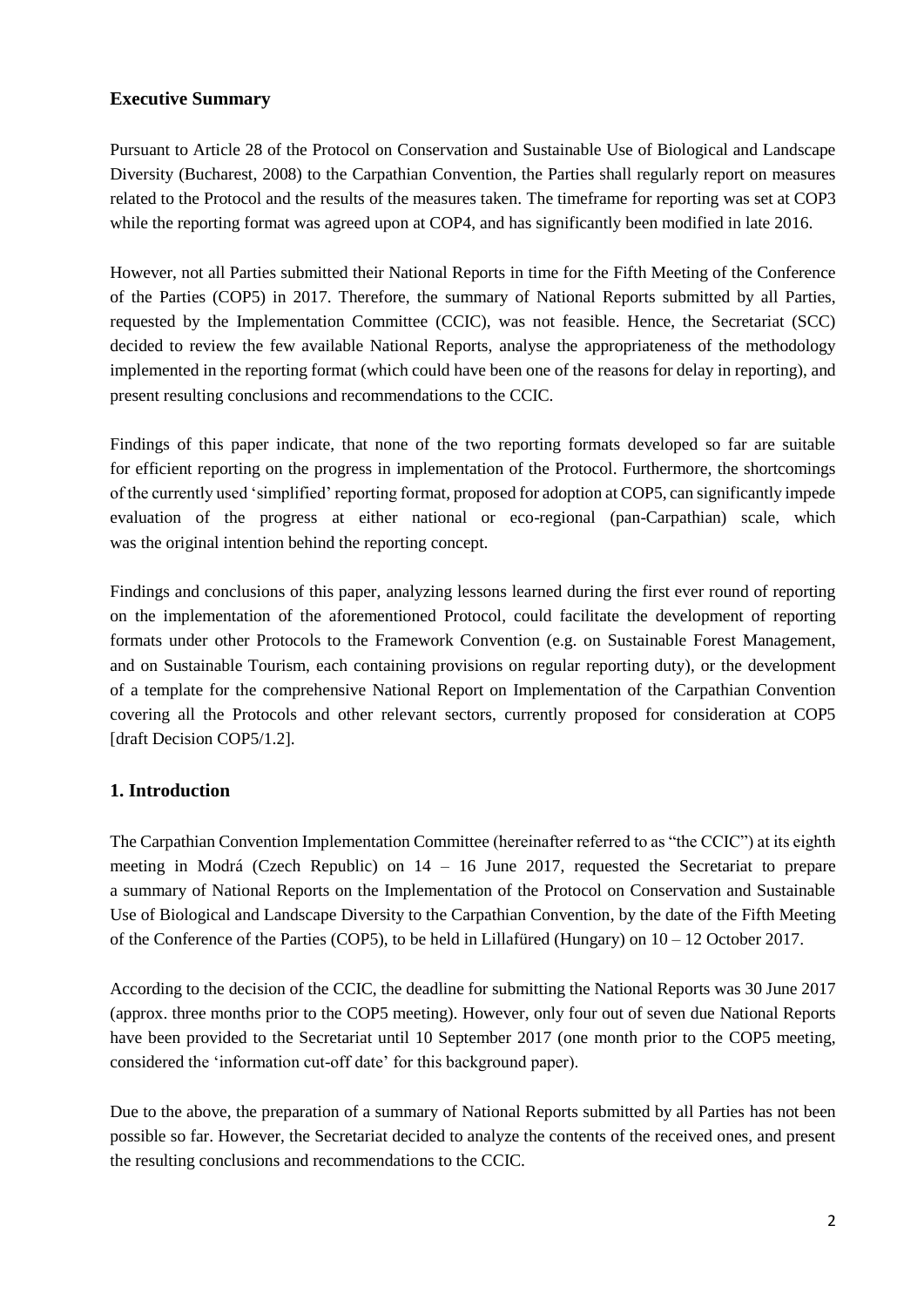## Executive Summary

Pursuant to Article 28 of the Protocol on Conservation and Sustainable Use of Biological and Landscape Diversity (Bucharest, 2008) to the Carpathian Convention, the Parties shall regularly report on measures related to the Protocol and the results of the measures taken. The timeframe for reporting was set at COP3 while the reporting format was agreed upon at COP4, and has significantly been modified in late 2016.

However, not all Parties submitted their National Reports in time for the Fifth Meeting of the Conference of the Parties (COP5) in 2017. Therefore, the summary of National Reports submitted by all Parties, requested by the Implementation Committee (CCIC), was not feasible. Hence, the Secretariat (SCC) decided to review the few available National Reports, analyse the appropriateness of the methodology implemented in the reporting format (which could have been one of the reasons for delay in reporting), and present resulting conclusions and recommendations to the CCIC.

Findings of this paper indicate, that none of the two reporting formats developed so far are suitable for efficient reporting on the progress in implementation of the Protocol. Furthermore, the shortcomings of the currently used 'simplified' reporting format, proposed for adoption at COP5, can significantly impede evaluation of the progress at either national or eco-regional (pan-Carpathian) scale, which was the original intention behind the reporting concept.

Findings and conclusions of this paper, analyzing lessons learned during the first ever round of reporting on the implementation of the aforementioned Protocol, could facilitate the development of reporting formats under other Protocols to the Framework Convention (e.g. on Sustainable Forest Management, and on Sustainable Tourism, each containing provisions on regular reporting duty), or the development of a template for the comprehensive National Report on Implementation of the Carpathian Convention covering all the Protocols and other relevant sectors, currently proposed for consideration at COP5 [draft Decision COP5/1.2].

## 1. Introduction

The Carpathian Convention Implementation Committee (hereinafter referred to as "the CCIC") at its eighth meeting in Modrá (Czech Republic) on 14 – 16 June 2017, requested the Secretariat to prepare a summary of National Reports on the Implementation of the Protocol on Conservation and Sustainable Use of Biological and Landscape Diversity to the Carpathian Convention, by the date of the Fifth Meeting of the Conference of the Parties (COP5), to be held in Lillafüred (Hungary) on 10 – 12 October 2017.

According to the decision of the CCIC, the deadline for submitting the National Reports was 30 June 2017 (approx. three months prior to the COP5 meeting). However, only four out of seven due National Reports have been provided to the Secretariat until 10 September 2017 (one month prior to the COP5 meeting, considered the 'information cut-off date' for this background paper).

Due to the above, the preparation of a summary of National Reports submitted by all Parties has not been possible so far. However, the Secretariat decided to analyze the contents of the received ones, and present the resulting conclusions and recommendations to the CCIC.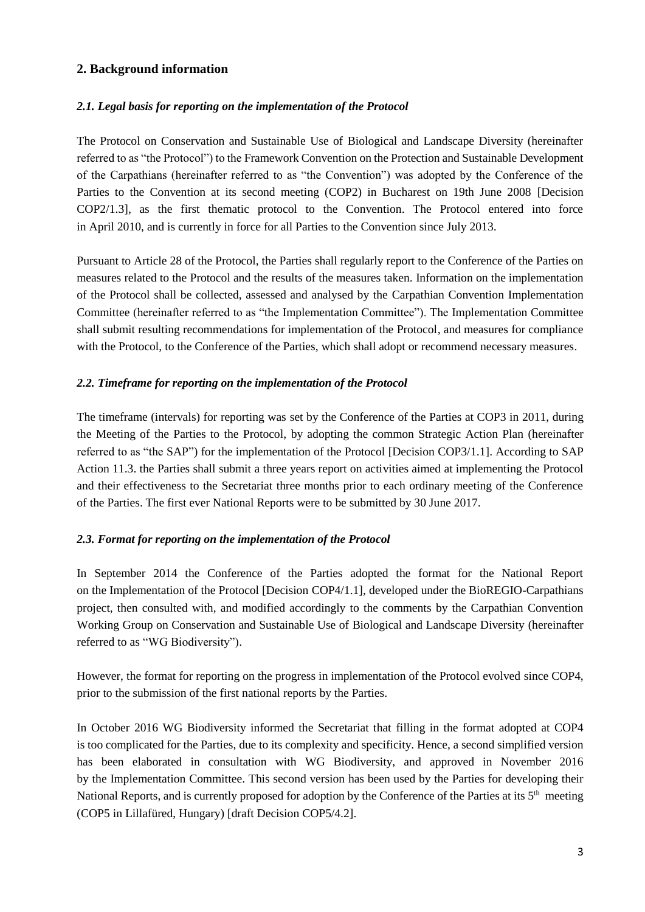## 2. Background information

### *2.1. Legal basis for reporting on the implementation of the Protocol*

The Protocol on Conservation and Sustainable Use of Biological and Landscape Diversity (hereinafter referred to as "the Protocol") to the Framework Convention on the Protection and Sustainable Development of the Carpathians (hereinafter referred to as "the Convention") was adopted by the Conference of the Parties to the Convention at its second meeting (COP2) in Bucharest on 19th June 2008 [Decision COP2/1.3], as the first thematic protocol to the Convention. The Protocol entered into force in April 2010, and is currently in force for all Parties to the Convention since July 2013.

Pursuant to Article 28 of the Protocol, the Parties shall regularly report to the Conference of the Parties on measures related to the Protocol and the results of the measures taken. Information on the implementation of the Protocol shall be collected, assessed and analysed by the Carpathian Convention Implementation Committee (hereinafter referred to as "the Implementation Committee"). The Implementation Committee shall submit resulting recommendations for implementation of the Protocol, and measures for compliance with the Protocol, to the Conference of the Parties, which shall adopt or recommend necessary measures.

### *2.2. Timeframe for reporting on the implementation of the Protocol*

The timeframe (intervals) for reporting was set by the Conference of the Parties at COP3 in 2011, during the Meeting of the Parties to the Protocol, by adopting the common Strategic Action Plan (hereinafter referred to as "the SAP") for the implementation of the Protocol [Decision COP3/1.1]. According to SAP Action 11.3. the Parties shall submit a three years report on activities aimed at implementing the Protocol and their effectiveness to the Secretariat three months prior to each ordinary meeting of the Conference of the Parties. The first ever National Reports were to be submitted by 30 June 2017.

### *2.3. Format for reporting on the implementation of the Protocol*

In September 2014 the Conference of the Parties adopted the format for the National Report on the Implementation of the Protocol [Decision COP4/1.1], developed under the BioREGIO-Carpathians project, then consulted with, and modified accordingly to the comments by the Carpathian Convention Working Group on Conservation and Sustainable Use of Biological and Landscape Diversity (hereinafter referred to as "WG Biodiversity").

However, the format for reporting on the progress in implementation of the Protocol evolved since COP4, prior to the submission of the first national reports by the Parties.

In October 2016 WG Biodiversity informed the Secretariat that filling in the format adopted at COP4 is too complicated for the Parties, due to its complexity and specificity. Hence, a second simplified version has been elaborated in consultation with WG Biodiversity, and approved in November 2016 by the Implementation Committee. This second version has been used by the Parties for developing their National Reports, and is currently proposed for adoption by the Conference of the Parties at its 5th meeting (COP5 in Lillafüred, Hungary) [draft Decision COP5/4.2].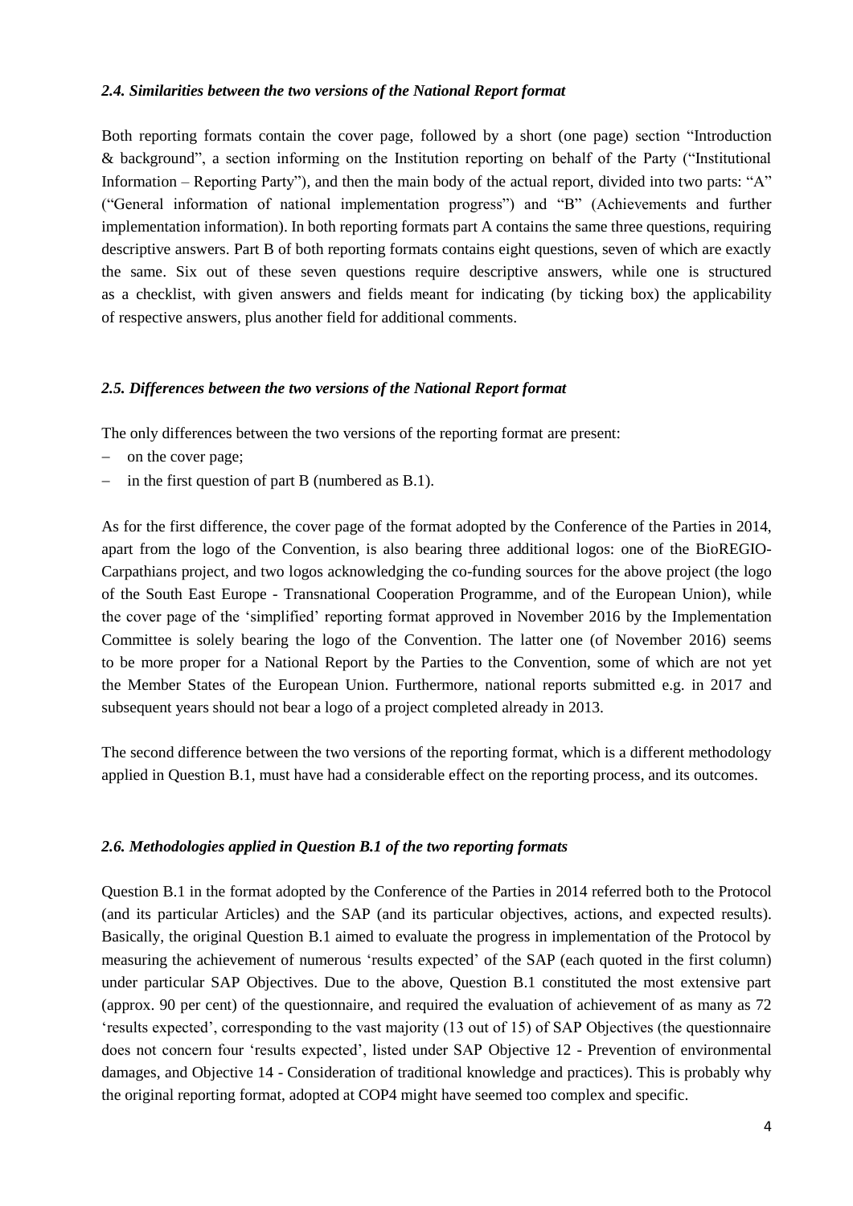### *2.4. Similarities between the two versions of the National Report format*

Both reporting formats contain the cover page, followed by a short (one page) section "Introduction & background", a section informing on the Institution reporting on behalf of the Party ("Institutional Information – Reporting Party"), and then the main body of the actual report, divided into two parts: "A" ("General information of national implementation progress") and "B" (Achievements and further implementation information). In both reporting formats part A contains the same three questions, requiring descriptive answers. Part B of both reporting formats contains eight questions, seven of which are exactly the same. Six out of these seven questions require descriptive answers, while one is structured as a checklist, with given answers and fields meant for indicating (by ticking box) the applicability of respective answers, plus another field for additional comments.

### *2.5. Differences between the two versions of the National Report format*

The only differences between the two versions of the reporting format are present:

- on the cover page;
- in the first question of part B (numbered as B.1).

As for the first difference, the cover page of the format adopted by the Conference of the Parties in 2014, apart from the logo of the Convention, is also bearing three additional logos: one of the BioREGIO-Carpathians project, and two logos acknowledging the co-funding sources for the above project (the logo of the South East Europe - Transnational Cooperation Programme, and of the European Union), while the cover page of the 'simplified' reporting format approved in November 2016 by the Implementation Committee is solely bearing the logo of the Convention. The latter one (of November 2016) seems to be more proper for a National Report by the Parties to the Convention, some of which are not yet the Member States of the European Union. Furthermore, national reports submitted e.g. in 2017 and subsequent years should not bear a logo of a project completed already in 2013.

The second difference between the two versions of the reporting format, which is a different methodology applied in Question B.1, must have had a considerable effect on the reporting process, and its outcomes.

### *2.6. Methodologies applied in Question B.1 of the two reporting formats*

Question B.1 in the format adopted by the Conference of the Parties in 2014 referred both to the Protocol (and its particular Articles) and the SAP (and its particular objectives, actions, and expected results). Basically, the original Question B.1 aimed to evaluate the progress in implementation of the Protocol by measuring the achievement of numerous 'results expected' of the SAP (each quoted in the first column) under particular SAP Objectives. Due to the above, Question B.1 constituted the most extensive part (approx. 90 per cent) of the questionnaire, and required the evaluation of achievement of as many as 72 'results expected', corresponding to the vast majority (13 out of 15) of SAP Objectives (the questionnaire does not concern four 'results expected', listed under SAP Objective 12 - Prevention of environmental damages, and Objective 14 - Consideration of traditional knowledge and practices). This is probably why the original reporting format, adopted at COP4 might have seemed too complex and specific.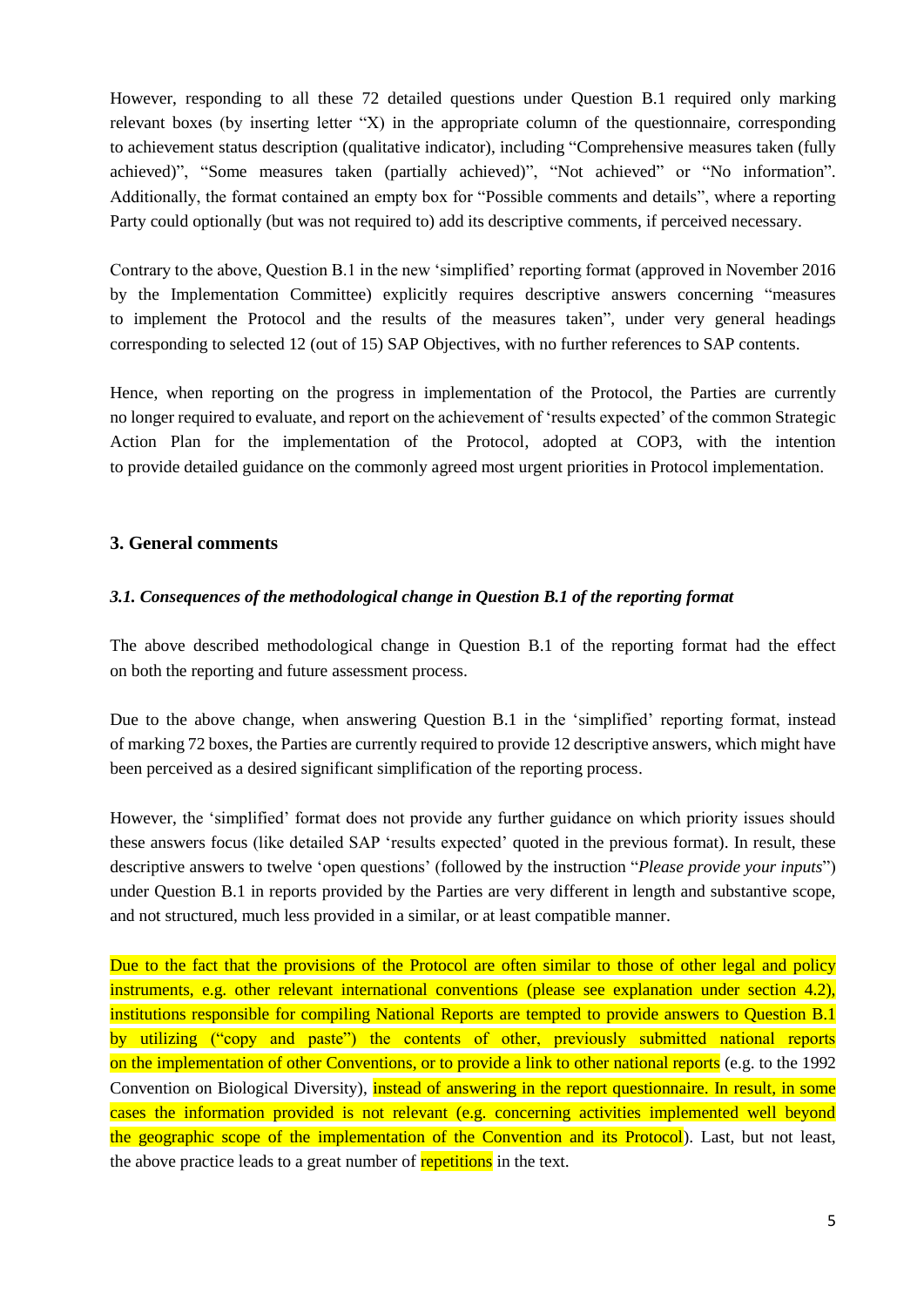However, responding to all these 72 detailed questions under Question B.1 required only marking relevant boxes (by inserting letter "X) in the appropriate column of the questionnaire, corresponding to achievement status description (qualitative indicator), including "Comprehensive measures taken (fully achieved)", "Some measures taken (partially achieved)", "Not achieved" or "No information". Additionally, the format contained an empty box for "Possible comments and details", where a reporting Party could optionally (but was not required to) add its descriptive comments, if perceived necessary.

Contrary to the above, Question B.1 in the new 'simplified' reporting format (approved in November 2016 by the Implementation Committee) explicitly requires descriptive answers concerning "measures to implement the Protocol and the results of the measures taken", under very general headings corresponding to selected 12 (out of 15) SAP Objectives, with no further references to SAP contents.

Hence, when reporting on the progress in implementation of the Protocol, the Parties are currently no longer required to evaluate, and report on the achievement of 'results expected' of the common Strategic Action Plan for the implementation of the Protocol, adopted at COP3, with the intention to provide detailed guidance on the commonly agreed most urgent priorities in Protocol implementation.

## 3. General comments

### *3.1. Consequences of the methodological change in Question B.1 of the reporting format*

The above described methodological change in Question B.1 of the reporting format had the effect on both the reporting and future assessment process.

Due to the above change, when answering Question B.1 in the 'simplified' reporting format, instead of marking 72 boxes, the Parties are currently required to provide 12 descriptive answers, which might have been perceived as a desired significant simplification of the reporting process.

However, the 'simplified' format does not provide any further guidance on which priority issues should these answers focus (like detailed SAP 'results expected' quoted in the previous format). In result, these descriptive answers to twelve 'open questions' (followed by the instruction "*Please provide your inputs*") under Question B.1 in reports provided by the Parties are very different in length and substantive scope, and not structured, much less provided in a similar, or at least compatible manner.

Due to the fact that the provisions of the Protocol are often similar to those of other legal and policy instruments, e.g. other relevant international conventions (please see explanation under section 4.2), institutions responsible for compiling National Reports are tempted to provide answers to Question B.1 by utilizing ("copy and paste") the contents of other, previously submitted national reports on the implementation of other Conventions, or to provide a link to other national reports (e.g. to the 1992 Convention on Biological Diversity), instead of answering in the report questionnaire. In result, in some cases the information provided is not relevant (e.g. concerning activities implemented well beyond the geographic scope of the implementation of the Convention and its Protocol). Last, but not least, the above practice leads to a great number of repetitions in the text.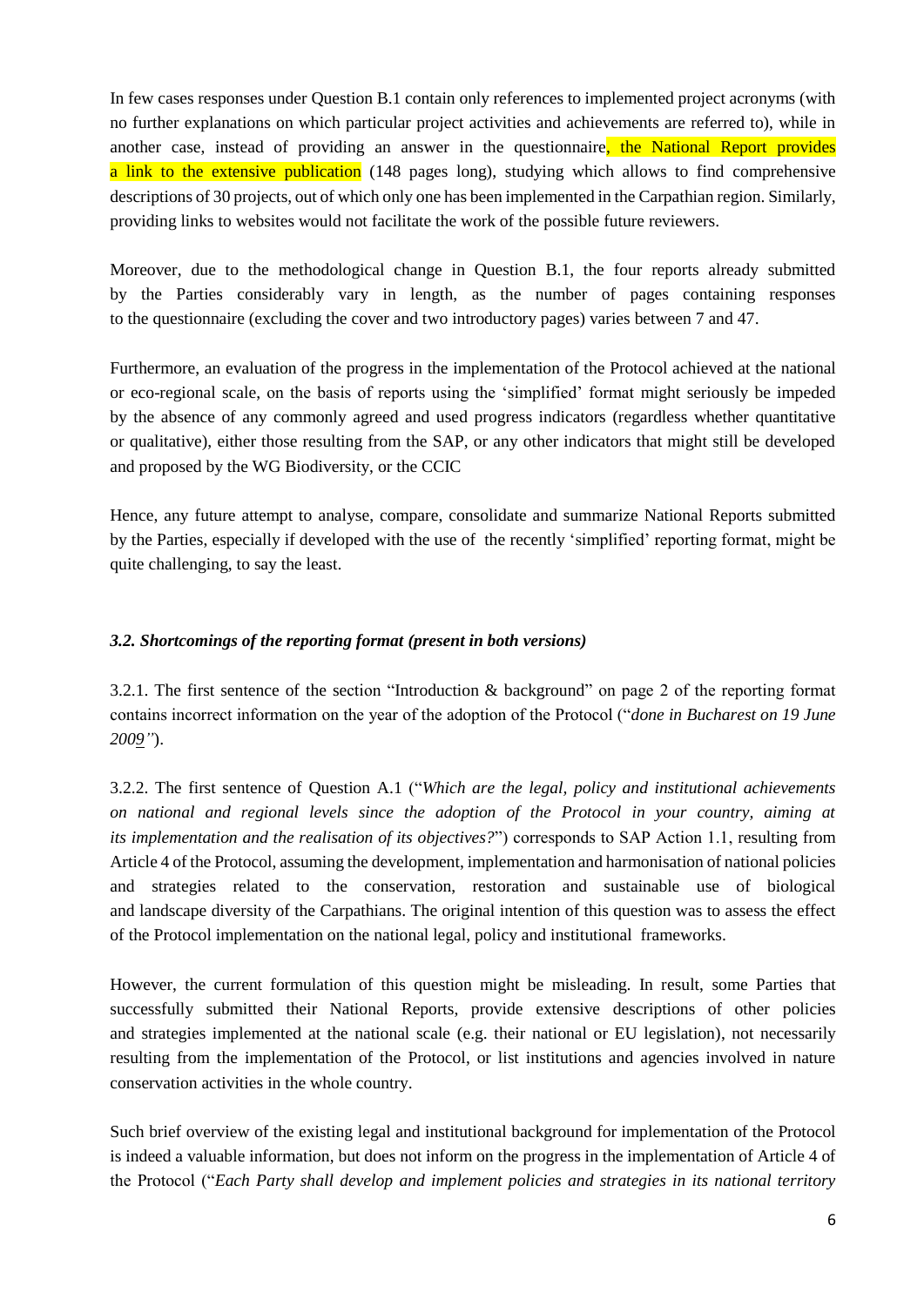In few cases responses under Question B.1 contain only references to implemented project acronyms (with no further explanations on which particular project activities and achievements are referred to), while in another case, instead of providing an answer in the questionnaire, the National Report provides a link to the extensive publication (148 pages long), studying which allows to find comprehensive descriptions of 30 projects, out of which only one has been implemented in the Carpathian region. Similarly, providing links to websites would not facilitate the work of the possible future reviewers.

Moreover, due to the methodological change in Question B.1, the four reports already submitted by the Parties considerably vary in length, as the number of pages containing responses to the questionnaire (excluding the cover and two introductory pages) varies between 7 and 47.

Furthermore, an evaluation of the progress in the implementation of the Protocol achieved at the national or eco-regional scale, on the basis of reports using the 'simplified' format might seriously be impeded by the absence of any commonly agreed and used progress indicators (regardless whether quantitative or qualitative), either those resulting from the SAP, or any other indicators that might still be developed and proposed by the WG Biodiversity, or the CCIC

Hence, any future attempt to analyse, compare, consolidate and summarize National Reports submitted by the Parties, especially if developed with the use of the recently 'simplified' reporting format, might be quite challenging, to say the least.

### *3.2. Shortcomings of the reporting format (present in both versions)*

3.2.1. The first sentence of the section "Introduction & background" on page 2 of the reporting format contains incorrect information on the year of the adoption of the Protocol ("*done in Bucharest on 19 June 2009"*).

3.2.2. The first sentence of Question A.1 ("*Which are the legal, policy and institutional achievements on national and regional levels since the adoption of the Protocol in your country, aiming at its implementation and the realisation of its objectives?*") corresponds to SAP Action 1.1, resulting from Article 4 of the Protocol, assuming the development, implementation and harmonisation of national policies and strategies related to the conservation, restoration and sustainable use of biological and landscape diversity of the Carpathians. The original intention of this question was to assess the effect of the Protocol implementation on the national legal, policy and institutional frameworks.

However, the current formulation of this question might be misleading. In result, some Parties that successfully submitted their National Reports, provide extensive descriptions of other policies and strategies implemented at the national scale (e.g. their national or EU legislation), not necessarily resulting from the implementation of the Protocol, or list institutions and agencies involved in nature conservation activities in the whole country.

Such brief overview of the existing legal and institutional background for implementation of the Protocol is indeed a valuable information, but does not inform on the progress in the implementation of Article 4 of the Protocol ("*Each Party shall develop and implement policies and strategies in its national territory*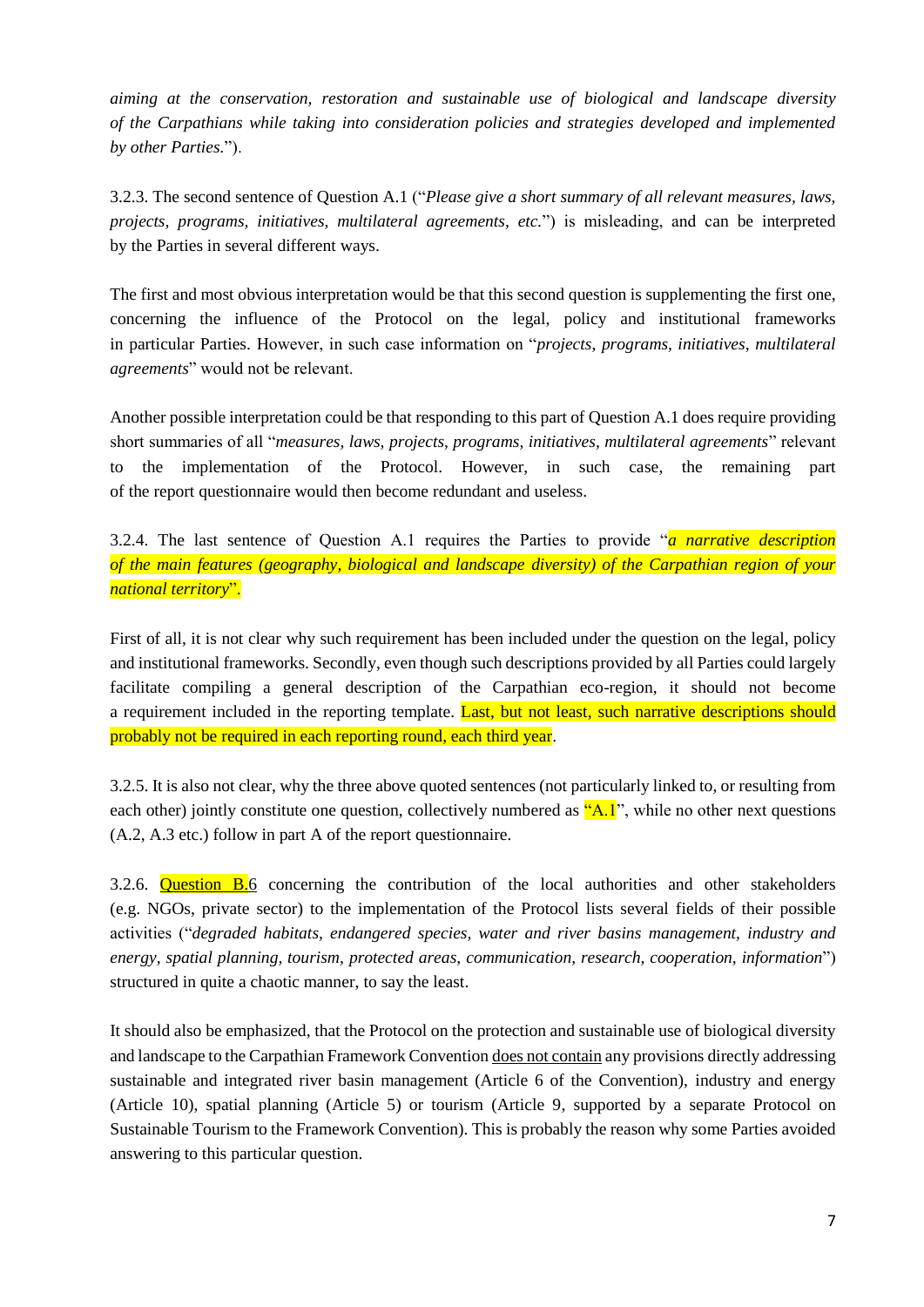*aiming at the conservation, restoration and sustainable use of biological and landscape diversity of the Carpathians while taking into consideration policies and strategies developed and implemented by other Parties.*").

3.2.3. The second sentence of Question A.1 ("*Please give a short summary of all relevant measures, laws, projects, programs, initiatives, multilateral agreements, etc.*") is misleading, and can be interpreted by the Parties in several different ways.

The first and most obvious interpretation would be that this second question is supplementing the first one, concerning the influence of the Protocol on the legal, policy and institutional frameworks in particular Parties. However, in such case information on "*projects, programs, initiatives, multilateral agreements*" would not be relevant.

Another possible interpretation could be that responding to this part of Question A.1 does require providing short summaries of all "*measures, laws, projects, programs, initiatives, multilateral agreements*" relevant to the implementation of the Protocol. However, in such case, the remaining part of the report questionnaire would then become redundant and useless.

3.2.4. The last sentence of Question A.1 requires the Parties to provide "*a narrative description of the main features (geography, biological and landscape diversity) of the Carpathian region of your national territory*".

First of all, it is not clear why such requirement has been included under the question on the legal, policy and institutional frameworks. Secondly, even though such descriptions provided by all Parties could largely facilitate compiling a general description of the Carpathian eco-region, it should not become a requirement included in the reporting template. Last, but not least, such narrative descriptions should probably not be required in each reporting round, each third year.

3.2.5. It is also not clear, why the three above quoted sentences (not particularly linked to, or resulting from each other) jointly constitute one question, collectively numbered as "A.1", while no other next questions (A.2, A.3 etc.) follow in part A of the report questionnaire.

3.2.6. Question B.6 concerning the contribution of the local authorities and other stakeholders (e.g. NGOs, private sector) to the implementation of the Protocol lists several fields of their possible activities ("*degraded habitats, endangered species, water and river basins management, industry and energy, spatial planning, tourism, protected areas, communication, research, cooperation, information*") structured in quite a chaotic manner, to say the least.

It should also be emphasized, that the Protocol on the protection and sustainable use of biological diversity and landscape to the Carpathian Framework Convention does not contain any provisions directly addressing sustainable and integrated river basin management (Article 6 of the Convention), industry and energy (Article 10), spatial planning (Article 5) or tourism (Article 9, supported by a separate Protocol on Sustainable Tourism to the Framework Convention). This is probably the reason why some Parties avoided answering to this particular question.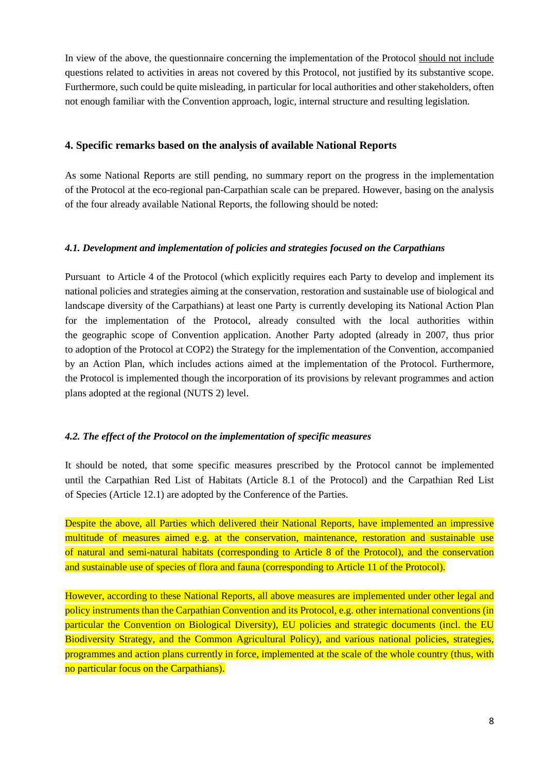In view of the above, the questionnaire concerning the implementation of the Protocol should not include questions related to activities in areas not covered by this Protocol, not justified by its substantive scope. Furthermore, such could be quite misleading, in particular for local authorities and other stakeholders, often not enough familiar with the Convention approach, logic, internal structure and resulting legislation.

## 4. Specific remarks based on the analysis of available National Reports

As some National Reports are still pending, no summary report on the progress in the implementation of the Protocol at the eco-regional pan-Carpathian scale can be prepared. However, basing on the analysis of the four already available National Reports, the following should be noted:

### *4.1. Development and implementation of policies and strategies focused on the Carpathians*

Pursuant to Article 4 of the Protocol (which explicitly requires each Party to develop and implement its national policies and strategies aiming at the conservation, restoration and sustainable use of biological and landscape diversity of the Carpathians) at least one Party is currently developing its National Action Plan for the implementation of the Protocol, already consulted with the local authorities within the geographic scope of Convention application. Another Party adopted (already in 2007, thus prior to adoption of the Protocol at COP2) the Strategy for the implementation of the Convention, accompanied by an Action Plan, which includes actions aimed at the implementation of the Protocol. Furthermore, the Protocol is implemented though the incorporation of its provisions by relevant programmes and action plans adopted at the regional (NUTS 2) level.

### *4.2. The effect of the Protocol on the implementation of specific measures*

It should be noted, that some specific measures prescribed by the Protocol cannot be implemented until the Carpathian Red List of Habitats (Article 8.1 of the Protocol) and the Carpathian Red List of Species (Article 12.1) are adopted by the Conference of the Parties.

Despite the above, all Parties which delivered their National Reports, have implemented an impressive multitude of measures aimed e.g. at the conservation, maintenance, restoration and sustainable use of natural and semi-natural habitats (corresponding to Article 8 of the Protocol), and the conservation and sustainable use of species of flora and fauna (corresponding to Article 11 of the Protocol).

However, according to these National Reports, all above measures are implemented under other legal and policy instruments than the Carpathian Convention and its Protocol, e.g. other international conventions (in particular the Convention on Biological Diversity), EU policies and strategic documents (incl. the EU Biodiversity Strategy, and the Common Agricultural Policy), and various national policies, strategies, programmes and action plans currently in force, implemented at the scale of the whole country (thus, with no particular focus on the Carpathians).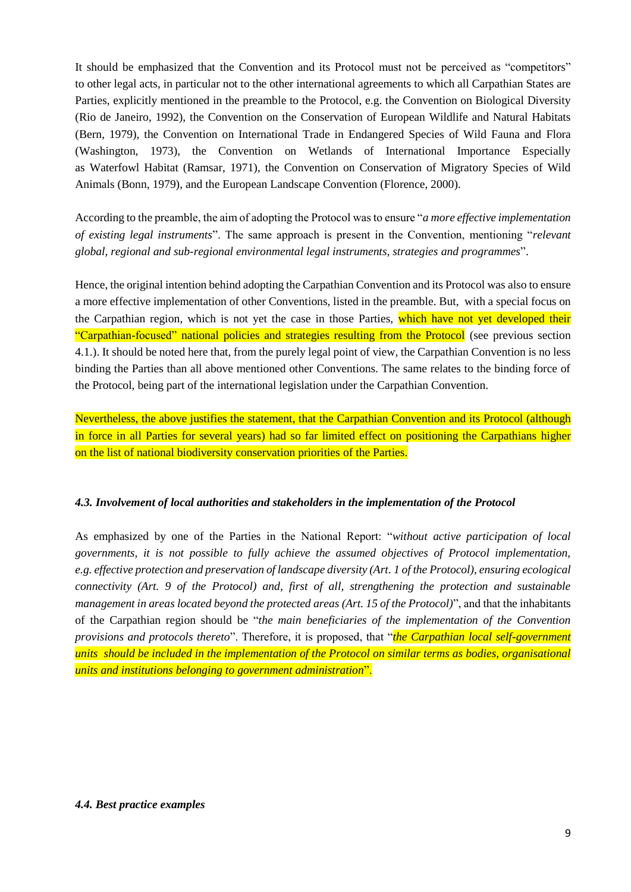It should be emphasized that the Convention and its Protocol must not be perceived as "competitors" to other legal acts, in particular not to the other international agreements to which all Carpathian States are Parties, explicitly mentioned in the preamble to the Protocol, e.g. the Convention on Biological Diversity (Rio de Janeiro, 1992), the Convention on the Conservation of European Wildlife and Natural Habitats (Bern, 1979), the Convention on International Trade in Endangered Species of Wild Fauna and Flora (Washington, 1973), the Convention on Wetlands of International Importance Especially as Waterfowl Habitat (Ramsar, 1971), the Convention on Conservation of Migratory Species of Wild Animals (Bonn, 1979), and the European Landscape Convention (Florence, 2000).

According to the preamble, the aim of adopting the Protocol was to ensure "*a more effective implementation of existing legal instruments*". The same approach is present in the Convention, mentioning "*relevant global, regional and sub-regional environmental legal instruments, strategies and programmes*".

Hence, the original intention behind adopting the Carpathian Convention and its Protocol was also to ensure a more effective implementation of other Conventions, listed in the preamble. But, with a special focus on the Carpathian region, which is not yet the case in those Parties, which have not yet developed their "Carpathian-focused" national policies and strategies resulting from the Protocol (see previous section 4.1.). It should be noted here that, from the purely legal point of view, the Carpathian Convention is no less binding the Parties than all above mentioned other Conventions. The same relates to the binding force of the Protocol, being part of the international legislation under the Carpathian Convention.

Nevertheless, the above justifies the statement, that the Carpathian Convention and its Protocol (although in force in all Parties for several years) had so far limited effect on positioning the Carpathians higher on the list of national biodiversity conservation priorities of the Parties.

### *4.3. Involvement of local authorities and stakeholders in the implementation of the Protocol*

As emphasized by one of the Parties in the National Report: "*without active participation of local governments, it is not possible to fully achieve the assumed objectives of Protocol implementation, e.g. effective protection and preservation of landscape diversity (Art. 1 of the Protocol), ensuring ecological connectivity (Art. 9 of the Protocol) and, first of all, strengthening the protection and sustainable management in areas located beyond the protected areas (Art. 15 of the Protocol)*", and that the inhabitants of the Carpathian region should be "*the main beneficiaries of the implementation of the Convention provisions and protocols thereto*". Therefore, it is proposed, that "*the Carpathian local self-government units should be included in the implementation of the Protocol on similar terms as bodies, organisational units and institutions belonging to government administration*".

### *4.4. Best practice examples*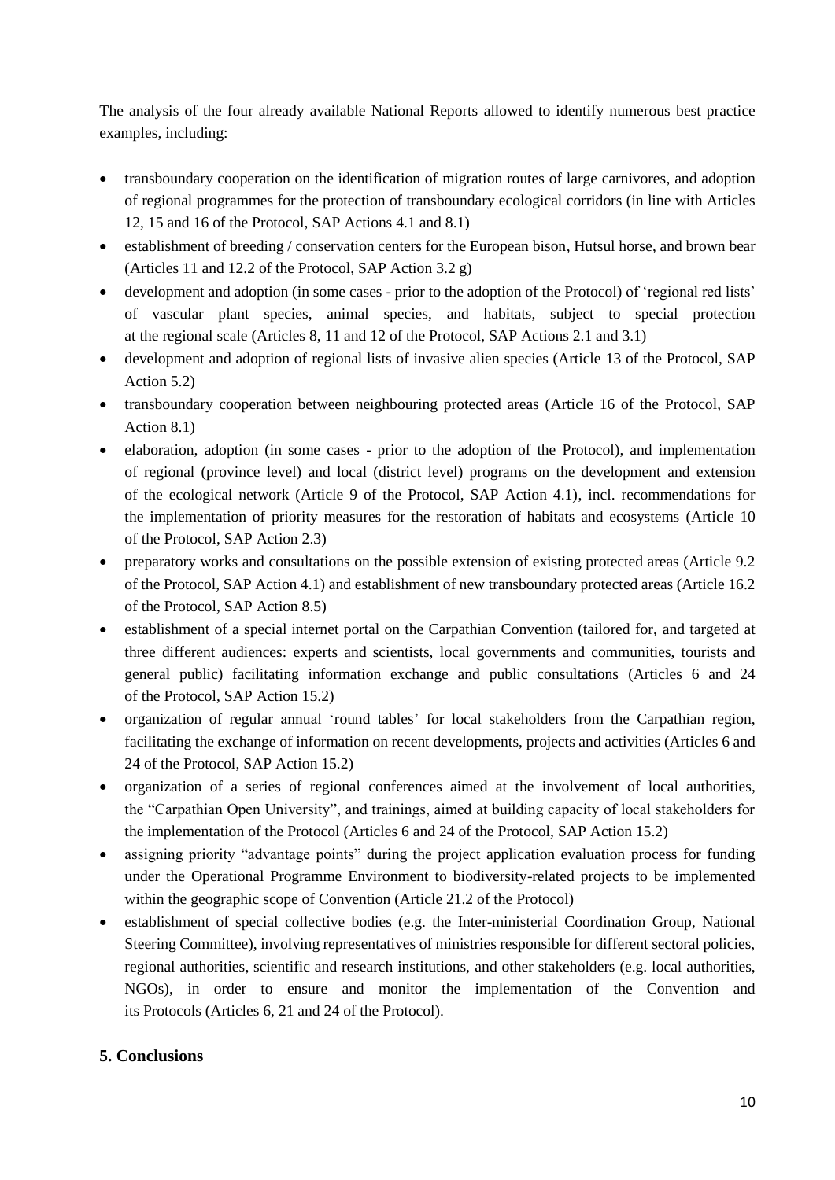The analysis of the four already available National Reports allowed to identify numerous best practice examples, including:

- transboundary cooperation on the identification of migration routes of large carnivores, and adoption of regional programmes for the protection of transboundary ecological corridors (in line with Articles 12, 15 and 16 of the Protocol, SAP Actions 4.1 and 8.1)
- establishment of breeding / conservation centers for the European bison, Hutsul horse, and brown bear (Articles 11 and 12.2 of the Protocol, SAP Action 3.2 g)
- development and adoption (in some cases - prior to the adoption of the Protocol) of 'regional red lists' of vascular plant species, animal species, and habitats, subject to special protection at the regional scale (Articles 8, 11 and 12 of the Protocol, SAP Actions 2.1 and 3.1)
- development and adoption of regional lists of invasive alien species (Article 13 of the Protocol, SAP Action 5.2)
- transboundary cooperation between neighbouring protected areas (Article 16 of the Protocol, SAP Action 8.1)
- elaboration, adoption (in some cases - prior to the adoption of the Protocol), and implementation of regional (province level) and local (district level) programs on the development and extension of the ecological network (Article 9 of the Protocol, SAP Action 4.1), incl. recommendations for the implementation of priority measures for the restoration of habitats and ecosystems (Article 10 of the Protocol, SAP Action 2.3)
- preparatory works and consultations on the possible extension of existing protected areas (Article 9.2 of the Protocol, SAP Action 4.1) and establishment of new transboundary protected areas (Article 16.2 of the Protocol, SAP Action 8.5)
- establishment of a special internet portal on the Carpathian Convention (tailored for, and targeted at three different audiences: experts and scientists, local governments and communities, tourists and general public) facilitating information exchange and public consultations (Articles 6 and 24 of the Protocol, SAP Action 15.2)
- organization of regular annual 'round tables' for local stakeholders from the Carpathian region, facilitating the exchange of information on recent developments, projects and activities (Articles 6 and 24 of the Protocol, SAP Action 15.2)
- organization of a series of regional conferences aimed at the involvement of local authorities, the "Carpathian Open University", and trainings, aimed at building capacity of local stakeholders for the implementation of the Protocol (Articles 6 and 24 of the Protocol, SAP Action 15.2)
- assigning priority "advantage points" during the project application evaluation process for funding under the Operational Programme Environment to biodiversity-related projects to be implemented within the geographic scope of Convention (Article 21.2 of the Protocol)
- establishment of special collective bodies (e.g. the Inter-ministerial Coordination Group, National Steering Committee), involving representatives of ministries responsible for different sectoral policies, regional authorities, scientific and research institutions, and other stakeholders (e.g. local authorities, NGOs), in order to ensure and monitor the implementation of the Convention and its Protocols (Articles 6, 21 and 24 of the Protocol).

## 5. Conclusions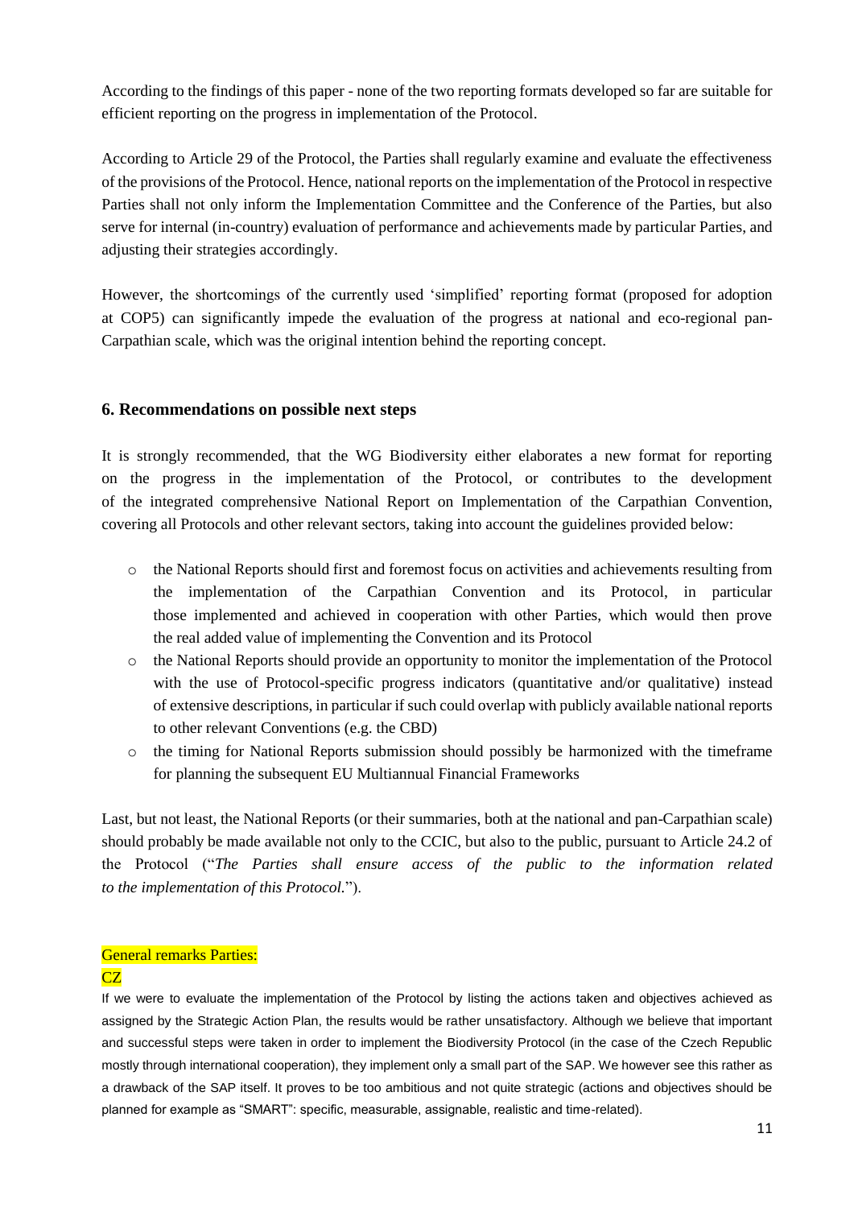According to the findings of this paper - none of the two reporting formats developed so far are suitable for efficient reporting on the progress in implementation of the Protocol.

According to Article 29 of the Protocol, the Parties shall regularly examine and evaluate the effectiveness of the provisions of the Protocol. Hence, national reports on the implementation of the Protocol in respective Parties shall not only inform the Implementation Committee and the Conference of the Parties, but also serve for internal (in-country) evaluation of performance and achievements made by particular Parties, and adjusting their strategies accordingly.

However, the shortcomings of the currently used 'simplified' reporting format (proposed for adoption at COP5) can significantly impede the evaluation of the progress at national and eco-regional pan-Carpathian scale, which was the original intention behind the reporting concept.

## 6. Recommendations on possible next steps

It is strongly recommended, that the WG Biodiversity either elaborates a new format for reporting on the progress in the implementation of the Protocol, or contributes to the development of the integrated comprehensive National Report on Implementation of the Carpathian Convention, covering all Protocols and other relevant sectors, taking into account the guidelines provided below:

- the National Reports should first and foremost focus on activities and achievements resulting from the implementation of the Carpathian Convention and its Protocol, in particular those implemented and achieved in cooperation with other Parties, which would then prove the real added value of implementing the Convention and its Protocol
- the National Reports should provide an opportunity to monitor the implementation of the Protocol with the use of Protocol-specific progress indicators (quantitative and/or qualitative) instead of extensive descriptions, in particular if such could overlap with publicly available national reports to other relevant Conventions (e.g. the CBD)
- the timing for National Reports submission should possibly be harmonized with the timeframe for planning the subsequent EU Multiannual Financial Frameworks

Last, but not least, the National Reports (or their summaries, both at the national and pan-Carpathian scale) should probably be made available not only to the CCIC, but also to the public, pursuant to Article 24.2 of the Protocol ("*The Parties shall ensure access of the public to the information related to the implementation of this Protocol.*").

General remarks Parties:

CZ

If we were to evaluate the implementation of the Protocol by listing the actions taken and objectives achieved as assigned by the Strategic Action Plan, the results would be rather unsatisfactory. Although we believe that important and successful steps were taken in order to implement the Biodiversity Protocol (in the case of the Czech Republic mostly through international cooperation), they implement only a small part of the SAP. We however see this rather as a drawback of the SAP itself. It proves to be too ambitious and not quite strategic (actions and objectives should be planned for example as "SMART": specific, measurable, assignable, realistic and time-related).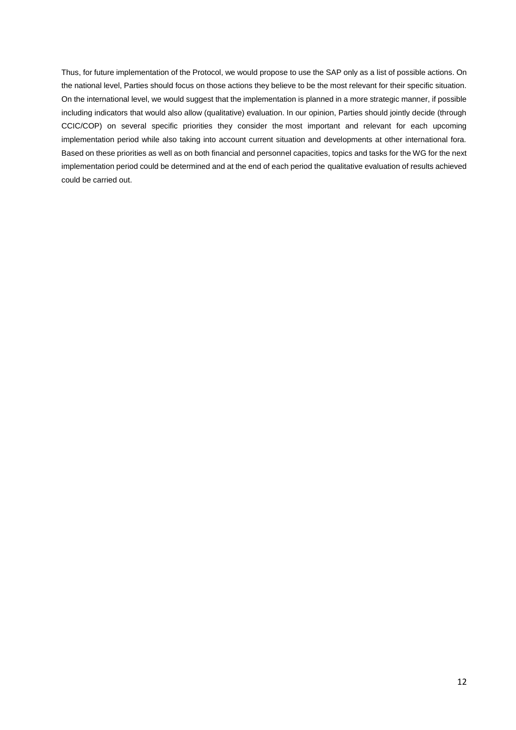Thus, for future implementation of the Protocol, we would propose to use the SAP only as a list of possible actions. On the national level, Parties should focus on those actions they believe to be the most relevant for their specific situation. On the international level, we would suggest that the implementation is planned in a more strategic manner, if possible including indicators that would also allow (qualitative) evaluation. In our opinion, Parties should jointly decide (through CCIC/COP) on several specific priorities they consider the most important and relevant for each upcoming implementation period while also taking into account current situation and developments at other international fora. Based on these priorities as well as on both financial and personnel capacities, topics and tasks for the WG for the next implementation period could be determined and at the end of each period the qualitative evaluation of results achieved could be carried out.